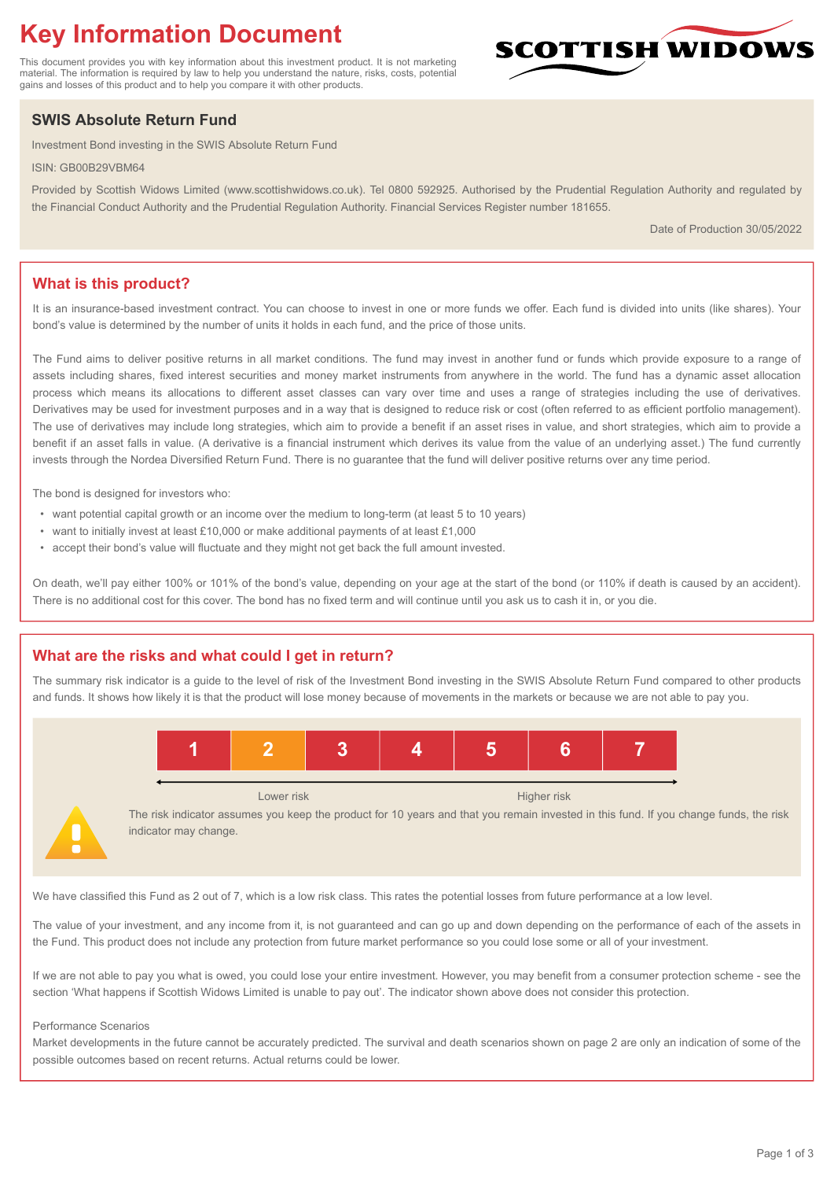# Key Information Document

This document provides you with key information about this investment product. It is not marketing material. The information is required by law to help you understand the nature, risks, costs, potential gains and losses of this product and to help you compare it with other products.

SCOTTISH WIDOWS

## SWIS Absolute Return Fund

Investment Bond investing in the SWIS Absolute Return Fund

ISIN: GB00B29VBM64

Provided by Scottish Widows Limited (www.scottishwidows.co.uk). Tel 0800 592925. Authorised by the Prudential Regulation Authority and regulated by the Financial Conduct Authority and the Prudential Regulation Authority. Financial Services Register number 181655.

Date of Production 30/05/2022

## What is this product?

It is an insurance-based investment contract. You can choose to invest in one or more funds we offer. Each fund is divided into units (like shares). Your bond's value is determined by the number of units it holds in each fund, and the price of those units.

The Fund aims to deliver positive returns in all market conditions. The fund may invest in another fund or funds which provide exposure to a range of assets including shares, fixed interest securities and money market instruments from anywhere in the world. The fund has a dynamic asset allocation process which means its allocations to different asset classes can vary over time and uses a range of strategies including the use of derivatives. Derivatives may be used for investment purposes and in a way that is designed to reduce risk or cost (often referred to as efficient portfolio management). The use of derivatives may include long strategies, which aim to provide a benefit if an asset rises in value, and short strategies, which aim to provide a benefit if an asset falls in value. (A derivative is a financial instrument which derives its value from the value of an underlying asset.) The fund currently invests through the Nordea Diversified Return Fund. There is no guarantee that the fund will deliver positive returns over any time period.

The bond is designed for investors who:

- want potential capital growth or an income over the medium to long-term (at least 5 to 10 years)
- want to initially invest at least £10,000 or make additional payments of at least £1,000
- accept their bond's value will fluctuate and they might not get back the full amount invested.

On death, we'll pay either 100% or 101% of the bond's value, depending on your age at the start of the bond (or 110% if death is caused by an accident). There is no additional cost for this cover. The bond has no fixed term and will continue until you ask us to cash it in, or you die.

## What are the risks and what could I get in return?

The summary risk indicator is a guide to the level of risk of the Investment Bond investing in the SWIS Absolute Return Fund compared to other products and funds. It shows how likely it is that the product will lose money because of movements in the markets or because we are not able to pay you.

| 1 | **2** | 3 | 4 | 5 | 6 | 7 |
|---|---|---|---|---|---|---|

Lower risk ← → Higher risk

The risk indicator assumes you keep the product for 10 years and that you remain invested in this fund. If you change funds, the risk indicator may change.

We have classified this Fund as 2 out of 7, which is a low risk class. This rates the potential losses from future performance at a low level.

The value of your investment, and any income from it, is not guaranteed and can go up and down depending on the performance of each of the assets in the Fund. This product does not include any protection from future market performance so you could lose some or all of your investment.

If we are not able to pay you what is owed, you could lose your entire investment. However, you may benefit from a consumer protection scheme - see the section 'What happens if Scottish Widows Limited is unable to pay out'. The indicator shown above does not consider this protection.

Performance Scenarios

Market developments in the future cannot be accurately predicted. The survival and death scenarios shown on page 2 are only an indication of some of the possible outcomes based on recent returns. Actual returns could be lower.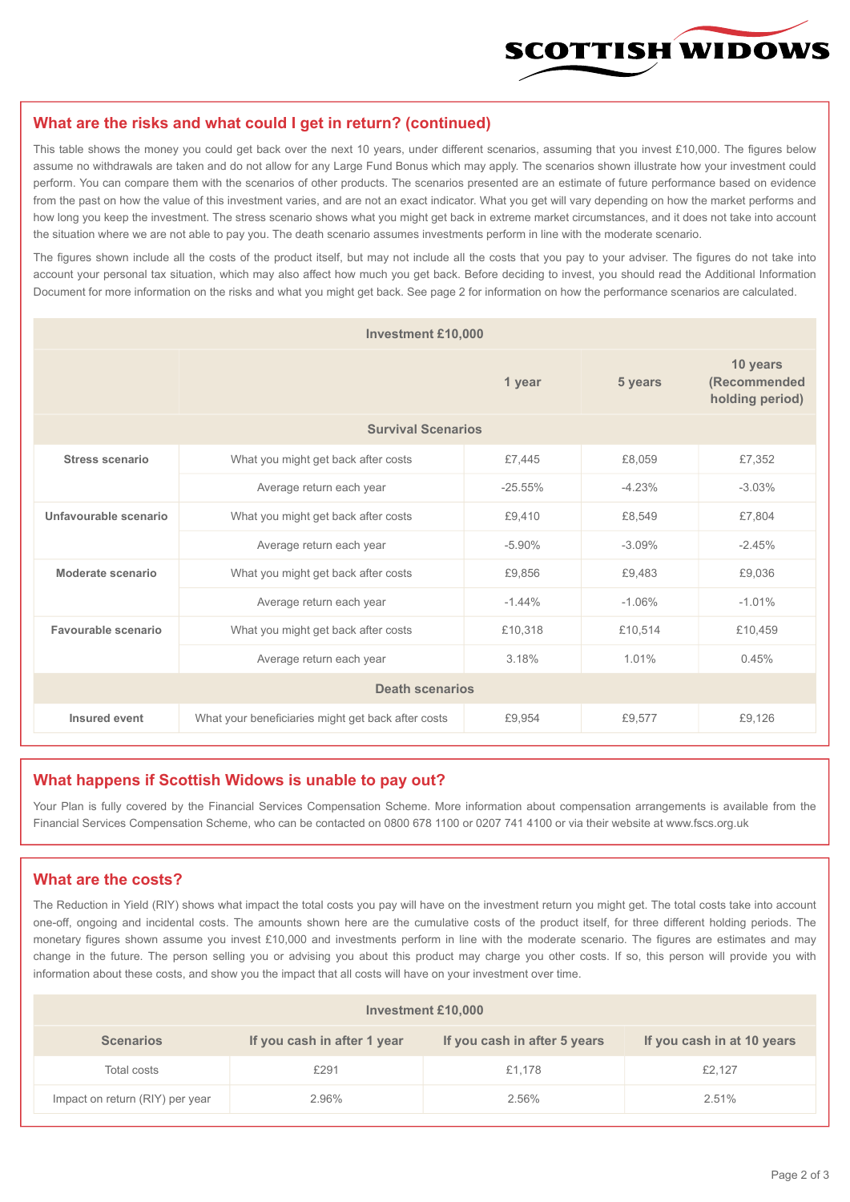## What are the risks and what could I get in return? (continued)

This table shows the money you could get back over the next 10 years, under different scenarios, assuming that you invest £10,000. The figures below assume no withdrawals are taken and do not allow for any Large Fund Bonus which may apply. The scenarios shown illustrate how your investment could perform. You can compare them with the scenarios of other products. The scenarios presented are an estimate of future performance based on evidence from the past on how the value of this investment varies, and are not an exact indicator. What you get will vary depending on how the market performs and how long you keep the investment. The stress scenario shows what you might get back in extreme market circumstances, and it does not take into account the situation where we are not able to pay you. The death scenario assumes investments perform in line with the moderate scenario.

The figures shown include all the costs of the product itself, but may not include all the costs that you pay to your adviser. The figures do not take into account your personal tax situation, which may also affect how much you get back. Before deciding to invest, you should read the Additional Information Document for more information on the risks and what you might get back. See page 2 for information on how the performance scenarios are calculated.

| Investment £10,000 | | | | |
|---|---|---|---|---|
| | | 1 year | 5 years | 10 years (Recommended holding period) |
| **Survival Scenarios** | | | | |
| **Stress scenario** | What you might get back after costs | £7,445 | £8,059 | £7,352 |
| | Average return each year | -25.55% | -4.23% | -3.03% |
| **Unfavourable scenario** | What you might get back after costs | £9,410 | £8,549 | £7,804 |
| | Average return each year | -5.90% | -3.09% | -2.45% |
| **Moderate scenario** | What you might get back after costs | £9,856 | £9,483 | £9,036 |
| | Average return each year | -1.44% | -1.06% | -1.01% |
| **Favourable scenario** | What you might get back after costs | £10,318 | £10,514 | £10,459 |
| | Average return each year | 3.18% | 1.01% | 0.45% |
| **Death scenarios** | | | | |
| **Insured event** | What your beneficiaries might get back after costs | £9,954 | £9,577 | £9,126 |

## What happens if Scottish Widows is unable to pay out?

Your Plan is fully covered by the Financial Services Compensation Scheme. More information about compensation arrangements is available from the Financial Services Compensation Scheme, who can be contacted on 0800 678 1100 or 0207 741 4100 or via their website at www.fscs.org.uk

## What are the costs?

The Reduction in Yield (RIY) shows what impact the total costs you pay will have on the investment return you might get. The total costs take into account one-off, ongoing and incidental costs. The amounts shown here are the cumulative costs of the product itself, for three different holding periods. The monetary figures shown assume you invest £10,000 and investments perform in line with the moderate scenario. The figures are estimates and may change in the future. The person selling you or advising you about this product may charge you other costs. If so, this person will provide you with information about these costs, and show you the impact that all costs will have on your investment over time.

| Investment £10,000 | | | |
|---|---|---|---|
| **Scenarios** | **If you cash in after 1 year** | **If you cash in after 5 years** | **If you cash in at 10 years** |
| Total costs | £291 | £1,178 | £2,127 |
| Impact on return (RIY) per year | 2.96% | 2.56% | 2.51% |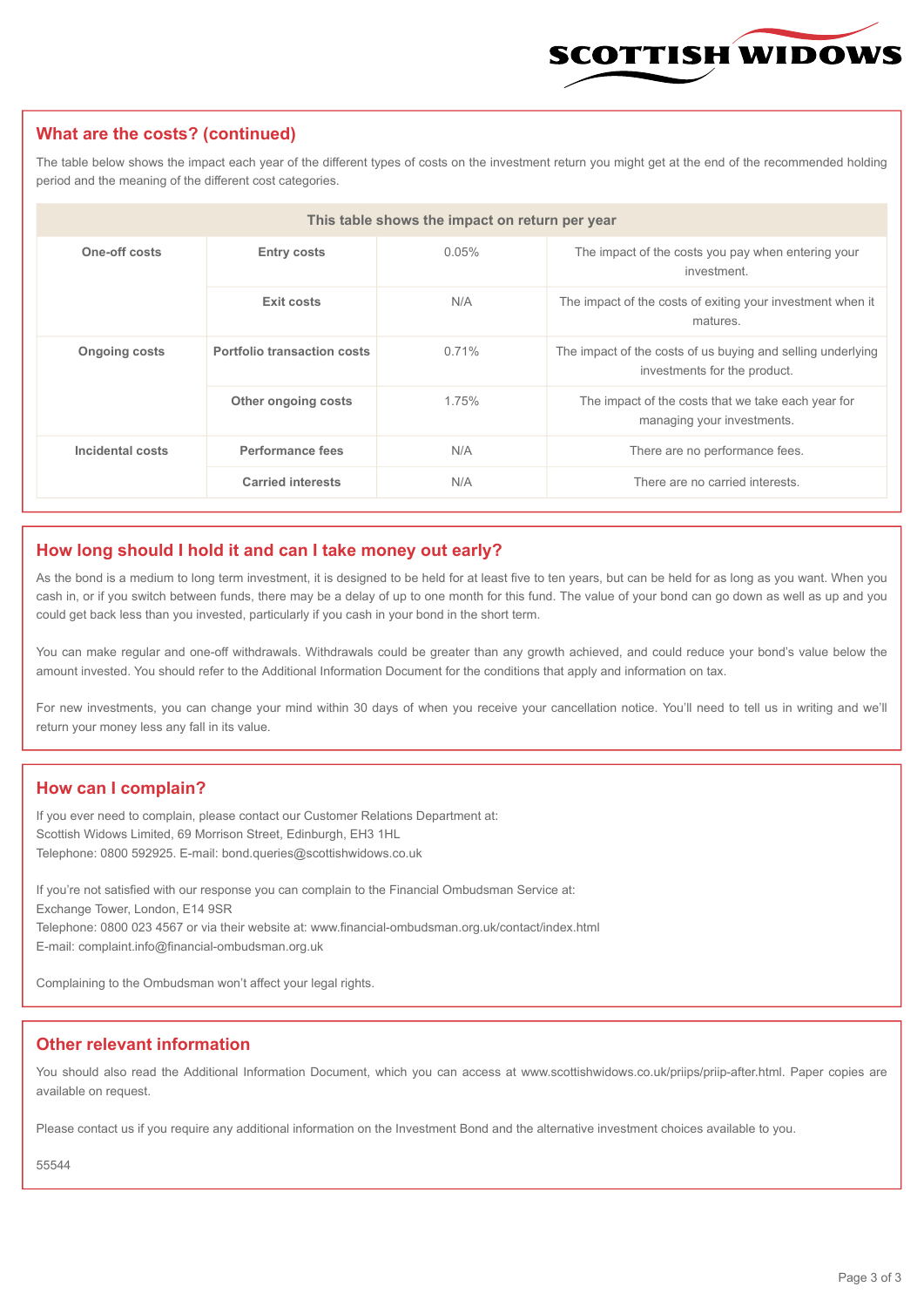## What are the costs? (continued)

The table below shows the impact each year of the different types of costs on the investment return you might get at the end of the recommended holding period and the meaning of the different cost categories.

| This table shows the impact on return per year | | | |
|---|---|---|---|
| **One-off costs** | **Entry costs** | 0.05% | The impact of the costs you pay when entering your investment. |
| | **Exit costs** | N/A | The impact of the costs of exiting your investment when it matures. |
| **Ongoing costs** | **Portfolio transaction costs** | 0.71% | The impact of the costs of us buying and selling underlying investments for the product. |
| | **Other ongoing costs** | 1.75% | The impact of the costs that we take each year for managing your investments. |
| **Incidental costs** | **Performance fees** | N/A | There are no performance fees. |
| | **Carried interests** | N/A | There are no carried interests. |

## How long should I hold it and can I take money out early?

As the bond is a medium to long term investment, it is designed to be held for at least five to ten years, but can be held for as long as you want. When you cash in, or if you switch between funds, there may be a delay of up to one month for this fund. The value of your bond can go down as well as up and you could get back less than you invested, particularly if you cash in your bond in the short term.

You can make regular and one-off withdrawals. Withdrawals could be greater than any growth achieved, and could reduce your bond's value below the amount invested. You should refer to the Additional Information Document for the conditions that apply and information on tax.

For new investments, you can change your mind within 30 days of when you receive your cancellation notice. You'll need to tell us in writing and we'll return your money less any fall in its value.

## How can I complain?

If you ever need to complain, please contact our Customer Relations Department at:
Scottish Widows Limited, 69 Morrison Street, Edinburgh, EH3 1HL
Telephone: 0800 592925. E-mail: bond.queries@scottishwidows.co.uk

If you're not satisfied with our response you can complain to the Financial Ombudsman Service at:
Exchange Tower, London, E14 9SR
Telephone: 0800 023 4567 or via their website at: www.financial-ombudsman.org.uk/contact/index.html
E-mail: complaint.info@financial-ombudsman.org.uk

Complaining to the Ombudsman won't affect your legal rights.

## Other relevant information

You should also read the Additional Information Document, which you can access at www.scottishwidows.co.uk/priips/priip-after.html. Paper copies are available on request.

Please contact us if you require any additional information on the Investment Bond and the alternative investment choices available to you.

55544